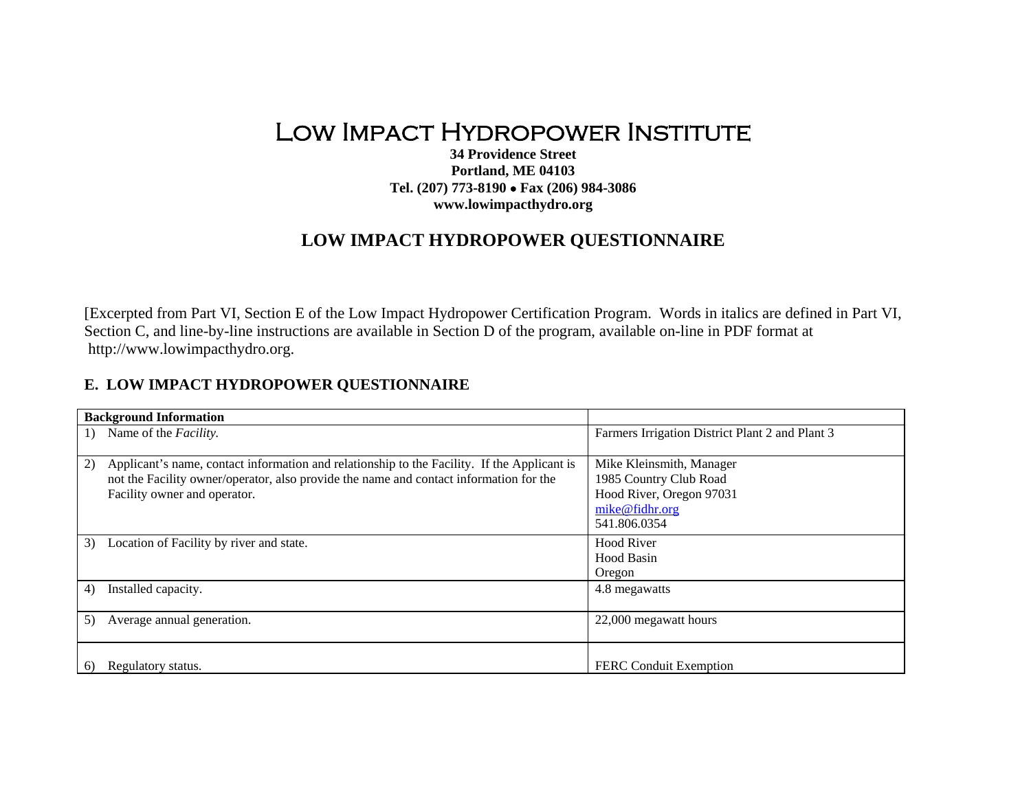# Low Impact Hydropower Institute

**34 Providence Street**
**Portland, ME 04103**
**Tel. (207) 773-8190 • Fax (206) 984-3086**
**www.lowimpacthydro.org**

## LOW IMPACT HYDROPOWER QUESTIONNAIRE

[Excerpted from Part VI, Section E of the Low Impact Hydropower Certification Program. Words in italics are defined in Part VI, Section C, and line-by-line instructions are available in Section D of the program, available on-line in PDF format at http://www.lowimpacthydro.org.

### E. LOW IMPACT HYDROPOWER QUESTIONNAIRE

| **Background Information** | |
|---|---|
| 1) Name of the *Facility.* | Farmers Irrigation District Plant 2 and Plant 3 |
| 2) Applicant's name, contact information and relationship to the Facility. If the Applicant is not the Facility owner/operator, also provide the name and contact information for the Facility owner and operator. | Mike Kleinsmith, Manager<br>1985 Country Club Road<br>Hood River, Oregon 97031<br>mike@fidhr.org<br>541.806.0354 |
| 3) Location of Facility by river and state. | Hood River<br>Hood Basin<br>Oregon |
| 4) Installed capacity. | 4.8 megawatts |
| 5) Average annual generation. | 22,000 megawatt hours |
| 6) Regulatory status. | FERC Conduit Exemption |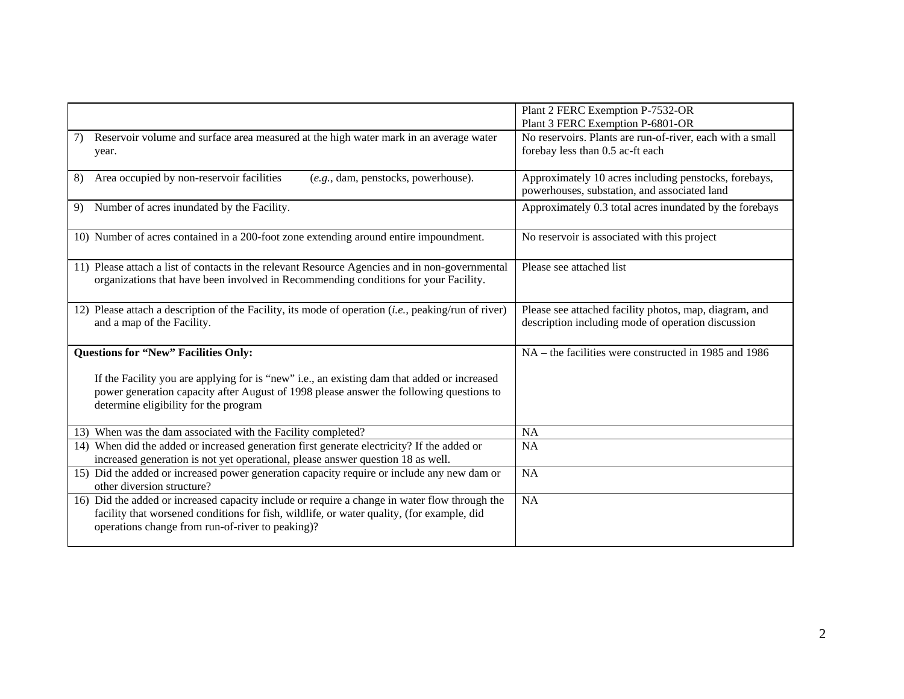| | |
|---|---|
| | Plant 2 FERC Exemption P-7532-OR<br>Plant 3 FERC Exemption P-6801-OR |
| 7) Reservoir volume and surface area measured at the high water mark in an average water year. | No reservoirs. Plants are run-of-river, each with a small forebay less than 0.5 ac-ft each |
| 8) Area occupied by non-reservoir facilities (*e.g.*, dam, penstocks, powerhouse). | Approximately 10 acres including penstocks, forebays, powerhouses, substation, and associated land |
| 9) Number of acres inundated by the Facility. | Approximately 0.3 total acres inundated by the forebays |
| 10) Number of acres contained in a 200-foot zone extending around entire impoundment. | No reservoir is associated with this project |
| 11) Please attach a list of contacts in the relevant Resource Agencies and in non-governmental organizations that have been involved in Recommending conditions for your Facility. | Please see attached list |
| 12) Please attach a description of the Facility, its mode of operation (*i.e.*, peaking/run of river) and a map of the Facility. | Please see attached facility photos, map, diagram, and description including mode of operation discussion |
| **Questions for "New" Facilities Only:**<br><br>If the Facility you are applying for is "new" i.e., an existing dam that added or increased power generation capacity after August of 1998 please answer the following questions to determine eligibility for the program | NA – the facilities were constructed in 1985 and 1986 |
| 13) When was the dam associated with the Facility completed? | NA |
| 14) When did the added or increased generation first generate electricity? If the added or increased generation is not yet operational, please answer question 18 as well. | NA |
| 15) Did the added or increased power generation capacity require or include any new dam or other diversion structure? | NA |
| 16) Did the added or increased capacity include or require a change in water flow through the facility that worsened conditions for fish, wildlife, or water quality, (for example, did operations change from run-of-river to peaking)? | NA |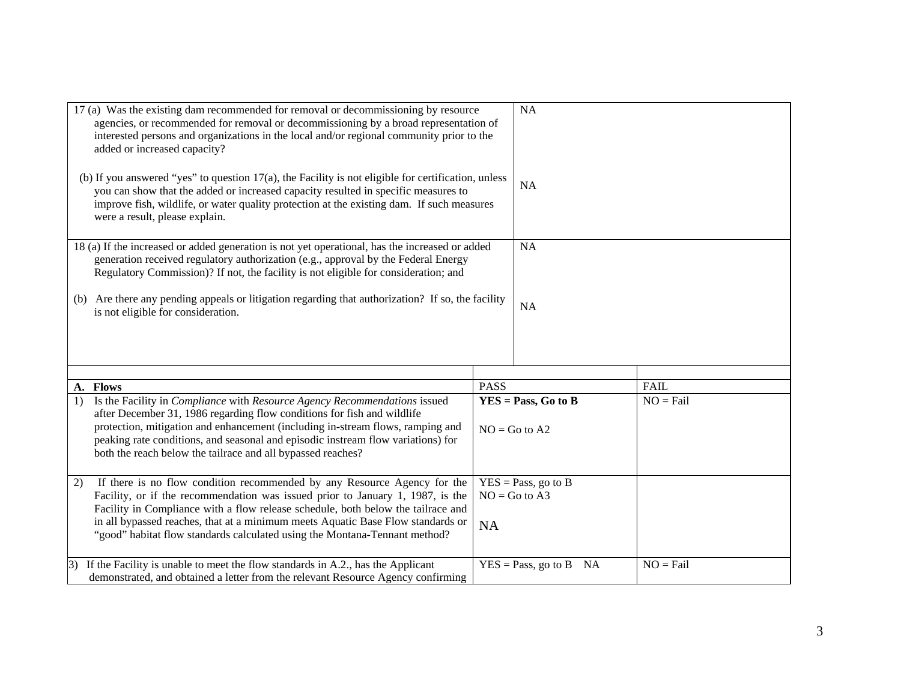| | |
|---|---|
| 17 (a) Was the existing dam recommended for removal or decommissioning by resource agencies, or recommended for removal or decommissioning by a broad representation of interested persons and organizations in the local and/or regional community prior to the added or increased capacity? | NA |
| (b) If you answered "yes" to question 17(a), the Facility is not eligible for certification, unless you can show that the added or increased capacity resulted in specific measures to improve fish, wildlife, or water quality protection at the existing dam. If such measures were a result, please explain. | NA |
| 18 (a) If the increased or added generation is not yet operational, has the increased or added generation received regulatory authorization (e.g., approval by the Federal Energy Regulatory Commission)? If not, the facility is not eligible for consideration; and | NA |
| (b) Are there any pending appeals or litigation regarding that authorization? If so, the facility is not eligible for consideration. | NA |

| A. Flows | PASS | FAIL |
|---|---|---|
| 1) Is the Facility in *Compliance* with *Resource Agency Recommendations* issued after December 31, 1986 regarding flow conditions for fish and wildlife protection, mitigation and enhancement (including in-stream flows, ramping and peaking rate conditions, and seasonal and episodic instream flow variations) for both the reach below the tailrace and all bypassed reaches? | **YES = Pass, Go to B**<br><br>NO = Go to A2 | NO = Fail |
| 2) If there is no flow condition recommended by any Resource Agency for the Facility, or if the recommendation was issued prior to January 1, 1987, is the Facility in Compliance with a flow release schedule, both below the tailrace and in all bypassed reaches, that at a minimum meets Aquatic Base Flow standards or "good" habitat flow standards calculated using the Montana-Tennant method? | YES = Pass, go to B<br>NO = Go to A3<br><br>NA | |
| 3) If the Facility is unable to meet the flow standards in A.2., has the Applicant demonstrated, and obtained a letter from the relevant Resource Agency confirming | YES = Pass, go to B NA | NO = Fail |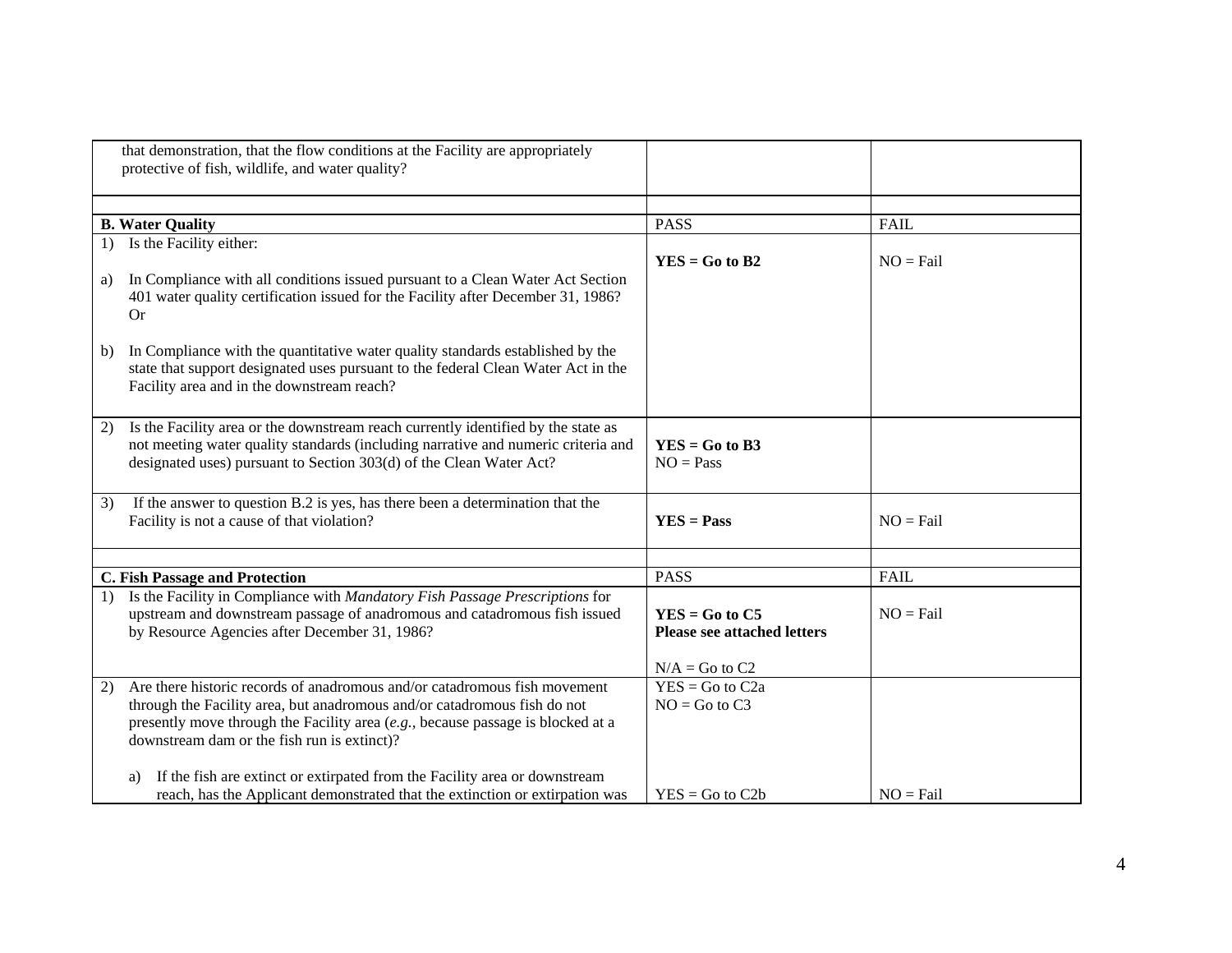| | | |
|---|---|---|
| that demonstration, that the flow conditions at the Facility are appropriately protective of fish, wildlife, and water quality? | | |
| | | |
| **B. Water Quality** | PASS | FAIL |
| 1) Is the Facility either:<br><br>a) In Compliance with all conditions issued pursuant to a Clean Water Act Section 401 water quality certification issued for the Facility after December 31, 1986? Or<br><br>b) In Compliance with the quantitative water quality standards established by the state that support designated uses pursuant to the federal Clean Water Act in the Facility area and in the downstream reach? | **YES = Go to B2** | NO = Fail |
| 2) Is the Facility area or the downstream reach currently identified by the state as not meeting water quality standards (including narrative and numeric criteria and designated uses) pursuant to Section 303(d) of the Clean Water Act? | **YES = Go to B3**<br>NO = Pass | |
| 3) If the answer to question B.2 is yes, has there been a determination that the Facility is not a cause of that violation? | **YES = Pass** | NO = Fail |
| | | |
| **C. Fish Passage and Protection** | PASS | FAIL |
| 1) Is the Facility in Compliance with *Mandatory Fish Passage Prescriptions* for upstream and downstream passage of anadromous and catadromous fish issued by Resource Agencies after December 31, 1986? | **YES = Go to C5**<br>**Please see attached letters**<br><br>N/A = Go to C2 | NO = Fail |
| 2) Are there historic records of anadromous and/or catadromous fish movement through the Facility area, but anadromous and/or catadromous fish do not presently move through the Facility area (*e.g.*, because passage is blocked at a downstream dam or the fish run is extinct)?<br><br>a) If the fish are extinct or extirpated from the Facility area or downstream reach, has the Applicant demonstrated that the extinction or extirpation was | YES = Go to C2a<br>NO = Go to C3<br><br><br><br>YES = Go to C2b | <br><br><br><br><br>NO = Fail |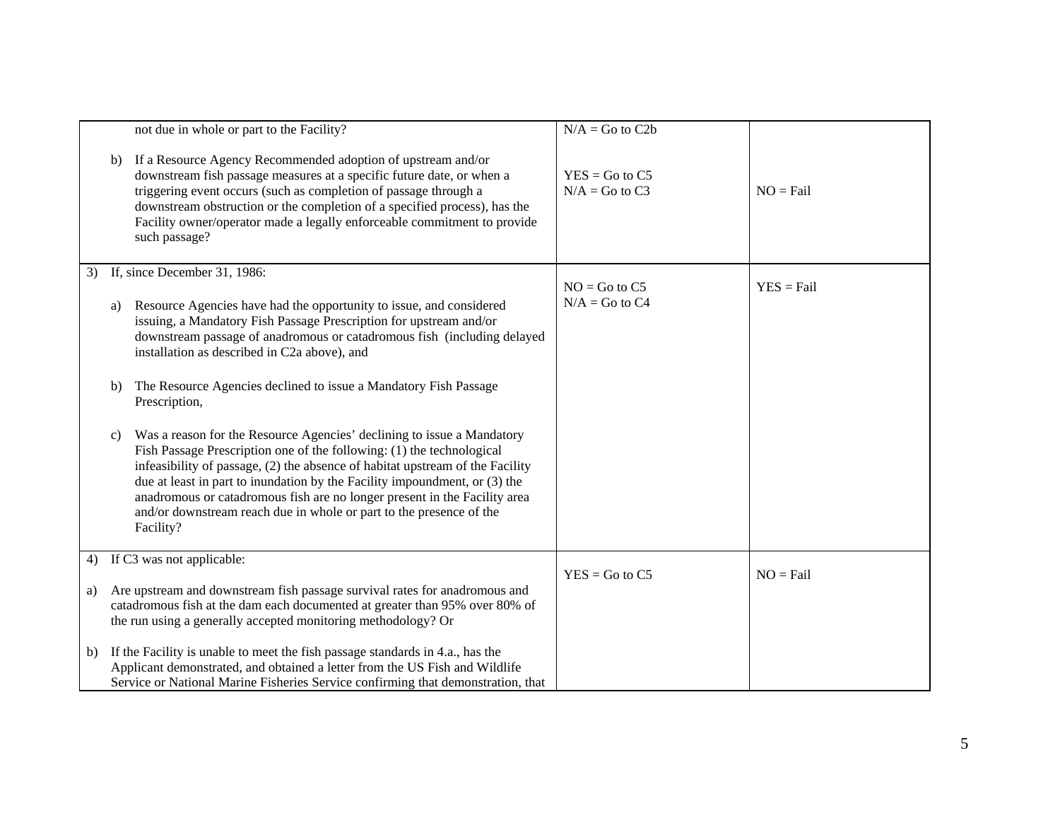|  |  |  |
|---|---|---|
| not due in whole or part to the Facility?<br><br>b) If a Resource Agency Recommended adoption of upstream and/or downstream fish passage measures at a specific future date, or when a triggering event occurs (such as completion of passage through a downstream obstruction or the completion of a specified process), has the Facility owner/operator made a legally enforceable commitment to provide such passage? | N/A = Go to C2b<br><br>YES = Go to C5<br>N/A = Go to C3 | NO = Fail |
| 3) If, since December 31, 1986:<br><br>a) Resource Agencies have had the opportunity to issue, and considered issuing, a Mandatory Fish Passage Prescription for upstream and/or downstream passage of anadromous or catadromous fish (including delayed installation as described in C2a above), and<br><br>b) The Resource Agencies declined to issue a Mandatory Fish Passage Prescription,<br><br>c) Was a reason for the Resource Agencies' declining to issue a Mandatory Fish Passage Prescription one of the following: (1) the technological infeasibility of passage, (2) the absence of habitat upstream of the Facility due at least in part to inundation by the Facility impoundment, or (3) the anadromous or catadromous fish are no longer present in the Facility area and/or downstream reach due in whole or part to the presence of the Facility? | NO = Go to C5<br>N/A = Go to C4 | YES = Fail |
| 4) If C3 was not applicable:<br><br>a) Are upstream and downstream fish passage survival rates for anadromous and catadromous fish at the dam each documented at greater than 95% over 80% of the run using a generally accepted monitoring methodology? Or<br><br>b) If the Facility is unable to meet the fish passage standards in 4.a., has the Applicant demonstrated, and obtained a letter from the US Fish and Wildlife Service or National Marine Fisheries Service confirming that demonstration, that | YES = Go to C5 | NO = Fail |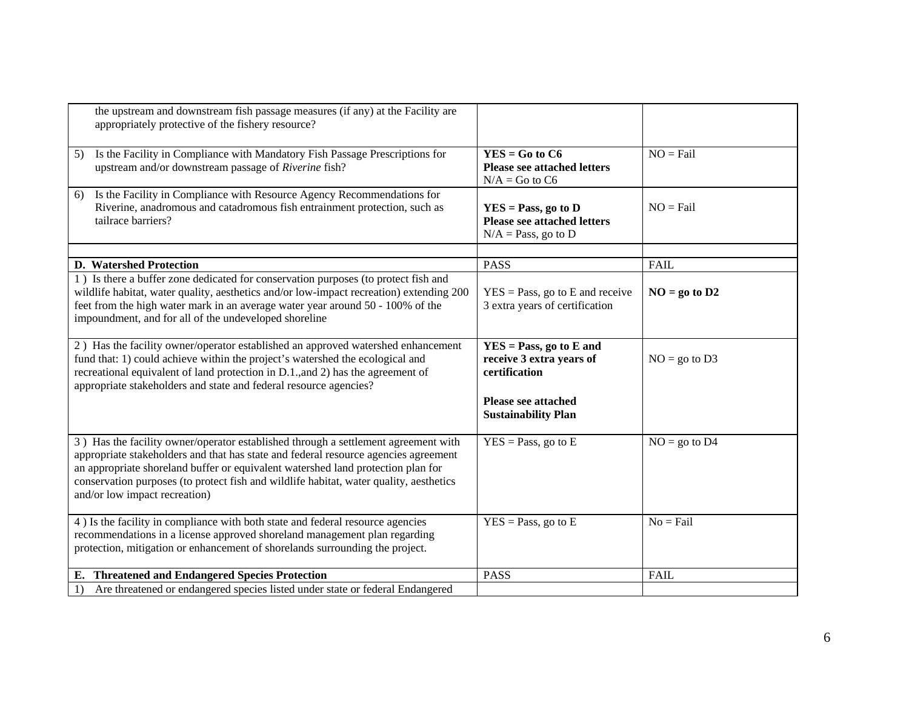| | | |
|---|---|---|
| the upstream and downstream fish passage measures (if any) at the Facility are appropriately protective of the fishery resource? | | |
| 5) Is the Facility in Compliance with Mandatory Fish Passage Prescriptions for upstream and/or downstream passage of *Riverine* fish? | **YES = Go to C6**<br>**Please see attached letters**<br>N/A = Go to C6 | NO = Fail |
| 6) Is the Facility in Compliance with Resource Agency Recommendations for Riverine, anadromous and catadromous fish entrainment protection, such as tailrace barriers? | **YES = Pass, go to D**<br>**Please see attached letters**<br>N/A = Pass, go to D | NO = Fail |
| | | |
| **D. Watershed Protection** | PASS | FAIL |
| 1 ) Is there a buffer zone dedicated for conservation purposes (to protect fish and wildlife habitat, water quality, aesthetics and/or low-impact recreation) extending 200 feet from the high water mark in an average water year around 50 - 100% of the impoundment, and for all of the undeveloped shoreline | YES = Pass, go to E and receive 3 extra years of certification | **NO = go to D2** |
| 2 ) Has the facility owner/operator established an approved watershed enhancement fund that: 1) could achieve within the project's watershed the ecological and recreational equivalent of land protection in D.1.,and 2) has the agreement of appropriate stakeholders and state and federal resource agencies? | **YES = Pass, go to E and receive 3 extra years of certification**<br><br>**Please see attached Sustainability Plan** | NO = go to D3 |
| 3 ) Has the facility owner/operator established through a settlement agreement with appropriate stakeholders and that has state and federal resource agencies agreement an appropriate shoreland buffer or equivalent watershed land protection plan for conservation purposes (to protect fish and wildlife habitat, water quality, aesthetics and/or low impact recreation) | YES = Pass, go to E | NO = go to D4 |
| 4 ) Is the facility in compliance with both state and federal resource agencies recommendations in a license approved shoreland management plan regarding protection, mitigation or enhancement of shorelands surrounding the project. | YES = Pass, go to E | No = Fail |
| **E. Threatened and Endangered Species Protection** | PASS | FAIL |
| 1) Are threatened or endangered species listed under state or federal Endangered | | |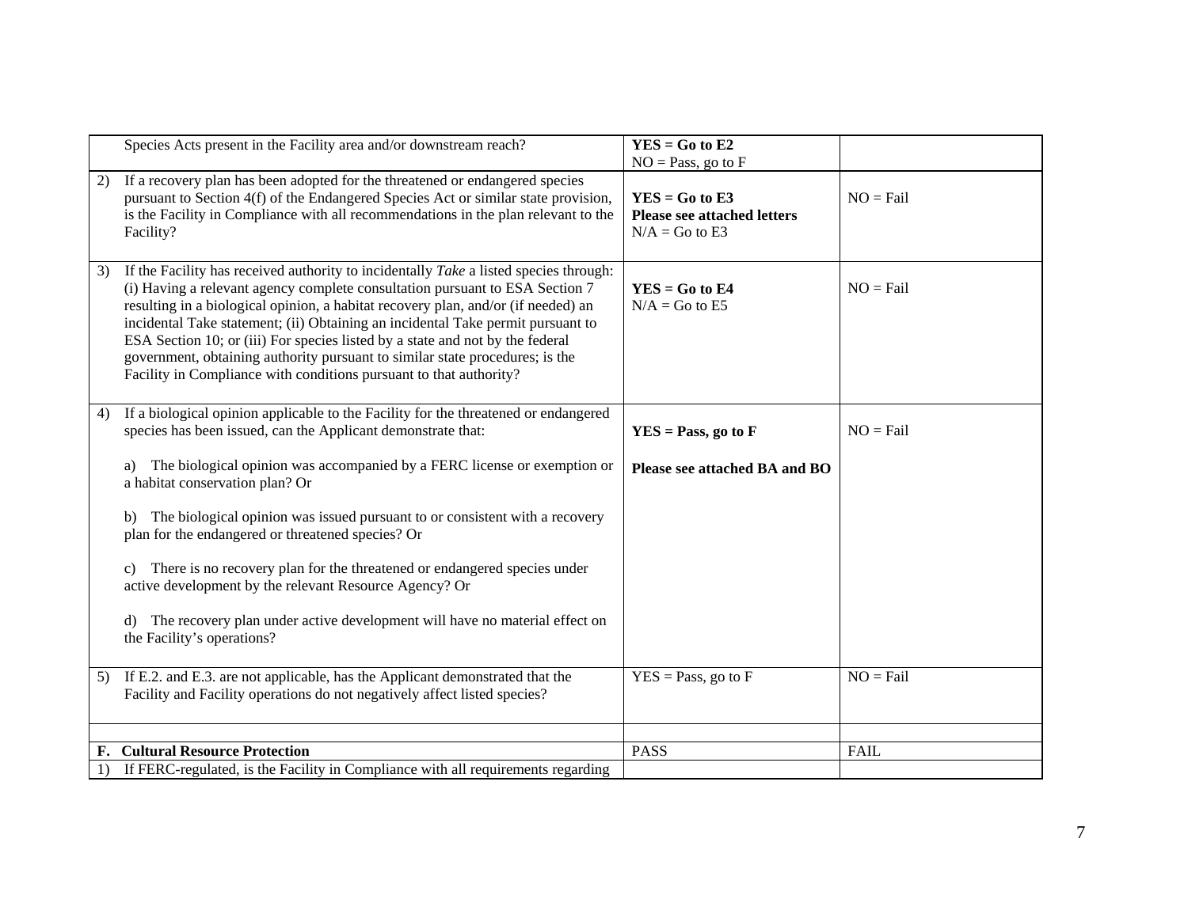| | | |
|---|---|---|
| Species Acts present in the Facility area and/or downstream reach? | **YES = Go to E2**<br>NO = Pass, go to F | |
| 2) If a recovery plan has been adopted for the threatened or endangered species pursuant to Section 4(f) of the Endangered Species Act or similar state provision, is the Facility in Compliance with all recommendations in the plan relevant to the Facility? | **YES = Go to E3**<br>**Please see attached letters**<br>N/A = Go to E3 | NO = Fail |
| 3) If the Facility has received authority to incidentally *Take* a listed species through: (i) Having a relevant agency complete consultation pursuant to ESA Section 7 resulting in a biological opinion, a habitat recovery plan, and/or (if needed) an incidental Take statement; (ii) Obtaining an incidental Take permit pursuant to ESA Section 10; or (iii) For species listed by a state and not by the federal government, obtaining authority pursuant to similar state procedures; is the Facility in Compliance with conditions pursuant to that authority? | **YES = Go to E4**<br>N/A = Go to E5 | NO = Fail |
| 4) If a biological opinion applicable to the Facility for the threatened or endangered species has been issued, can the Applicant demonstrate that:<br><br>a) The biological opinion was accompanied by a FERC license or exemption or a habitat conservation plan? Or<br><br>b) The biological opinion was issued pursuant to or consistent with a recovery plan for the endangered or threatened species? Or<br><br>c) There is no recovery plan for the threatened or endangered species under active development by the relevant Resource Agency? Or<br><br>d) The recovery plan under active development will have no material effect on the Facility's operations? | **YES = Pass, go to F**<br><br>**Please see attached BA and BO** | NO = Fail |
| 5) If E.2. and E.3. are not applicable, has the Applicant demonstrated that the Facility and Facility operations do not negatively affect listed species? | YES = Pass, go to F | NO = Fail |
| | | |
| **F. Cultural Resource Protection** | PASS | FAIL |
| 1) If FERC-regulated, is the Facility in Compliance with all requirements regarding | | |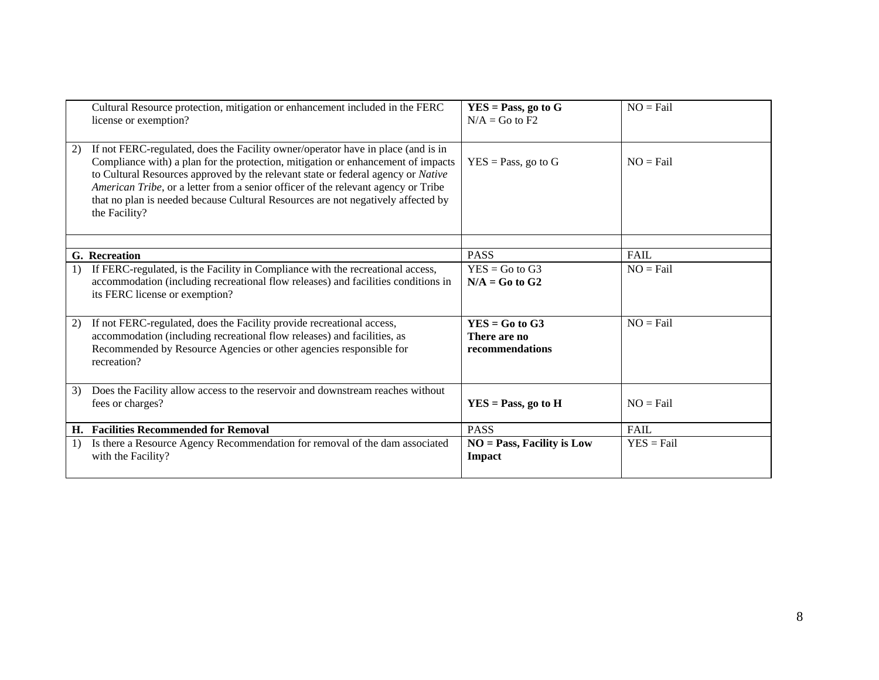| | | |
|---|---|---|
| Cultural Resource protection, mitigation or enhancement included in the FERC license or exemption? | **YES = Pass, go to G**<br>N/A = Go to F2 | NO = Fail |
| 2) If not FERC-regulated, does the Facility owner/operator have in place (and is in Compliance with) a plan for the protection, mitigation or enhancement of impacts to Cultural Resources approved by the relevant state or federal agency or *Native American Tribe*, or a letter from a senior officer of the relevant agency or Tribe that no plan is needed because Cultural Resources are not negatively affected by the Facility? | YES = Pass, go to G | NO = Fail |
| | | |
| **G. Recreation** | PASS | FAIL |
| 1) If FERC-regulated, is the Facility in Compliance with the recreational access, accommodation (including recreational flow releases) and facilities conditions in its FERC license or exemption? | YES = Go to G3<br>**N/A = Go to G2** | NO = Fail |
| 2) If not FERC-regulated, does the Facility provide recreational access, accommodation (including recreational flow releases) and facilities, as Recommended by Resource Agencies or other agencies responsible for recreation? | **YES = Go to G3**<br>**There are no recommendations** | NO = Fail |
| 3) Does the Facility allow access to the reservoir and downstream reaches without fees or charges? | **YES = Pass, go to H** | NO = Fail |
| **H. Facilities Recommended for Removal** | PASS | FAIL |
| 1) Is there a Resource Agency Recommendation for removal of the dam associated with the Facility? | **NO = Pass, Facility is Low Impact** | YES = Fail |